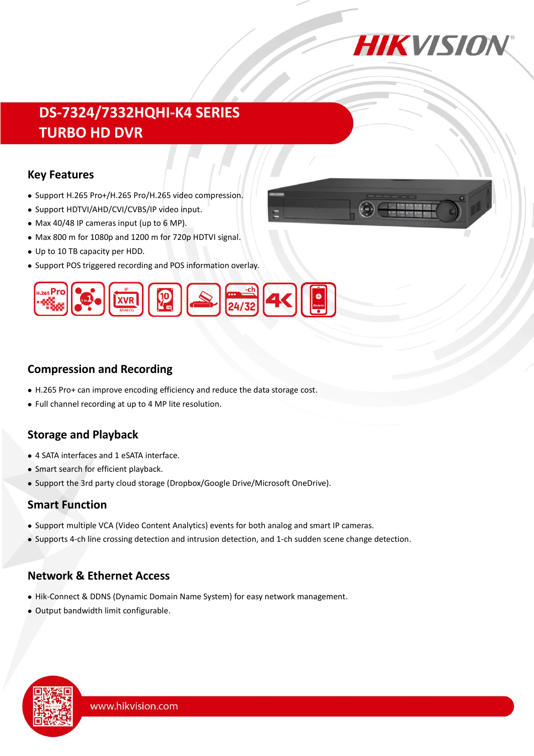# DS-7324/7332HQHI-K4 SERIES
# TURBO HD DVR

## Key Features

- Support H.265 Pro+/H.265 Pro/H.265 video compression.
- Support HDTVI/AHD/CVI/CVBS/IP video input.
- Max 40/48 IP cameras input (up to 6 MP).
- Max 800 m for 1080p and 1200 m for 720p HDTVI signal.
- Up to 10 TB capacity per HDD.
- Support POS triggered recording and POS information overlay.

## Compression and Recording

- H.265 Pro+ can improve encoding efficiency and reduce the data storage cost.
- Full channel recording at up to 4 MP lite resolution.

## Storage and Playback

- 4 SATA interfaces and 1 eSATA interface.
- Smart search for efficient playback.
- Support the 3rd party cloud storage (Dropbox/Google Drive/Microsoft OneDrive).

## Smart Function

- Support multiple VCA (Video Content Analytics) events for both analog and smart IP cameras.
- Supports 4-ch line crossing detection and intrusion detection, and 1-ch sudden scene change detection.

## Network & Ethernet Access

- Hik-Connect & DDNS (Dynamic Domain Name System) for easy network management.
- Output bandwidth limit configurable.

www.hikvision.com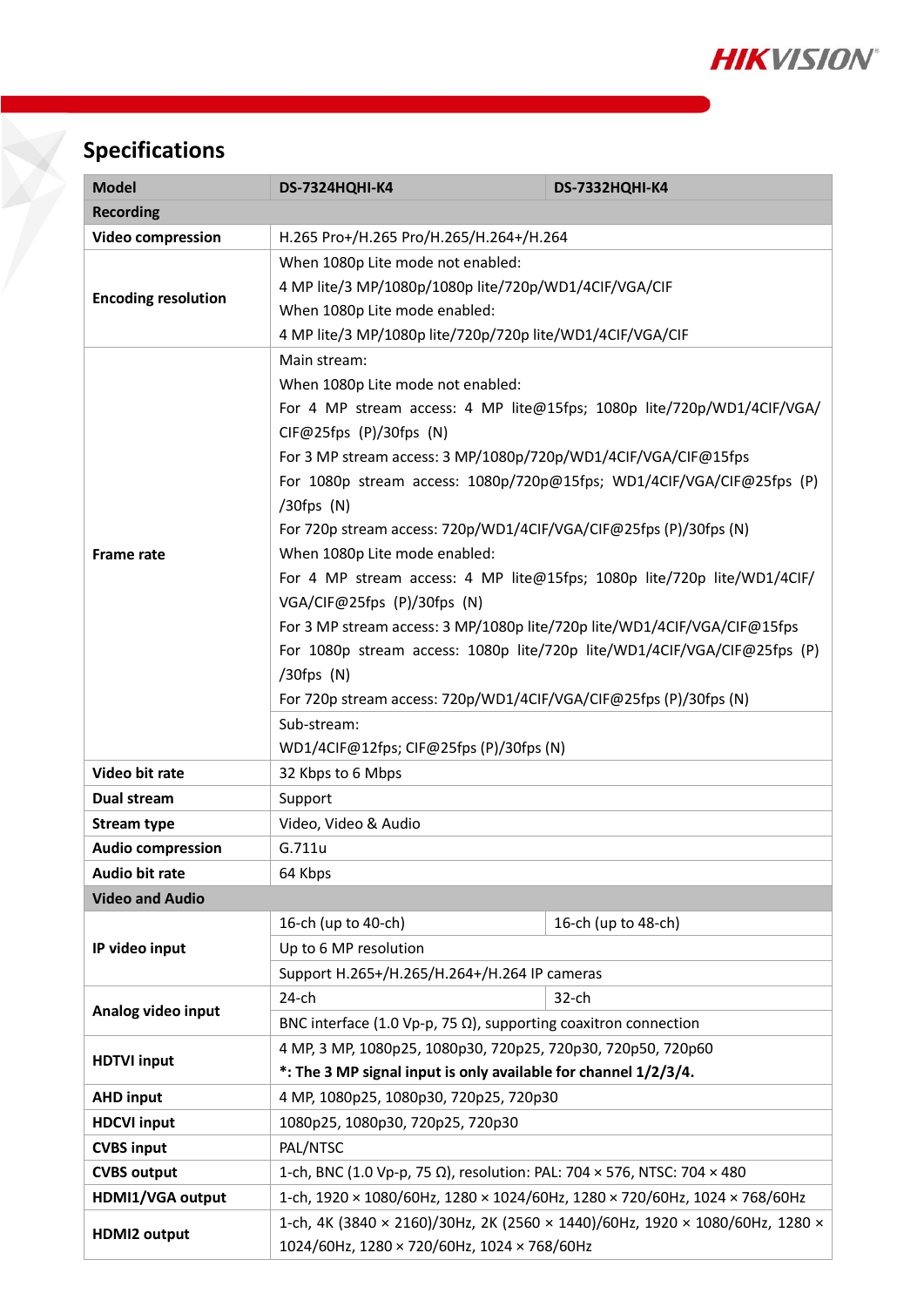## Specifications

| Model | DS-7324HQHI-K4 | DS-7332HQHI-K4 |
|---|---|---|
| **Recording** | | |
| **Video compression** | H.265 Pro+/H.265 Pro/H.265/H.264+/H.264 | |
| **Encoding resolution** | When 1080p Lite mode not enabled:<br>4 MP lite/3 MP/1080p/1080p lite/720p/WD1/4CIF/VGA/CIF<br>When 1080p Lite mode enabled:<br>4 MP lite/3 MP/1080p lite/720p/720p lite/WD1/4CIF/VGA/CIF | |
| **Frame rate** | Main stream:<br>When 1080p Lite mode not enabled:<br>For 4 MP stream access: 4 MP lite@15fps; 1080p lite/720p/WD1/4CIF/VGA/CIF@25fps (P)/30fps (N)<br>For 3 MP stream access: 3 MP/1080p/720p/WD1/4CIF/VGA/CIF@15fps<br>For 1080p stream access: 1080p/720p@15fps; WD1/4CIF/VGA/CIF@25fps (P)/30fps (N)<br>For 720p stream access: 720p/WD1/4CIF/VGA/CIF@25fps (P)/30fps (N)<br>When 1080p Lite mode enabled:<br>For 4 MP stream access: 4 MP lite@15fps; 1080p lite/720p lite/WD1/4CIF/VGA/CIF@25fps (P)/30fps (N)<br>For 3 MP stream access: 3 MP/1080p lite/720p lite/WD1/4CIF/VGA/CIF@15fps<br>For 1080p stream access: 1080p lite/720p lite/WD1/4CIF/VGA/CIF@25fps (P)/30fps (N)<br>For 720p stream access: 720p/WD1/4CIF/VGA/CIF@25fps (P)/30fps (N) | |
| | Sub-stream:<br>WD1/4CIF@12fps; CIF@25fps (P)/30fps (N) | |
| **Video bit rate** | 32 Kbps to 6 Mbps | |
| **Dual stream** | Support | |
| **Stream type** | Video, Video & Audio | |
| **Audio compression** | G.711u | |
| **Audio bit rate** | 64 Kbps | |
| **Video and Audio** | | |
| **IP video input** | 16-ch (up to 40-ch) | 16-ch (up to 48-ch) |
| | Up to 6 MP resolution | |
| | Support H.265+/H.265/H.264+/H.264 IP cameras | |
| **Analog video input** | 24-ch | 32-ch |
| | BNC interface (1.0 Vp-p, 75 Ω), supporting coaxitron connection | |
| **HDTVI input** | 4 MP, 3 MP, 1080p25, 1080p30, 720p25, 720p30, 720p50, 720p60<br>***: The 3 MP signal input is only available for channel 1/2/3/4.** | |
| **AHD input** | 4 MP, 1080p25, 1080p30, 720p25, 720p30 | |
| **HDCVI input** | 1080p25, 1080p30, 720p25, 720p30 | |
| **CVBS input** | PAL/NTSC | |
| **CVBS output** | 1-ch, BNC (1.0 Vp-p, 75 Ω), resolution: PAL: 704 × 576, NTSC: 704 × 480 | |
| **HDMI1/VGA output** | 1-ch, 1920 × 1080/60Hz, 1280 × 1024/60Hz, 1280 × 720/60Hz, 1024 × 768/60Hz | |
| **HDMI2 output** | 1-ch, 4K (3840 × 2160)/30Hz, 2K (2560 × 1440)/60Hz, 1920 × 1080/60Hz, 1280 × 1024/60Hz, 1280 × 720/60Hz, 1024 × 768/60Hz | |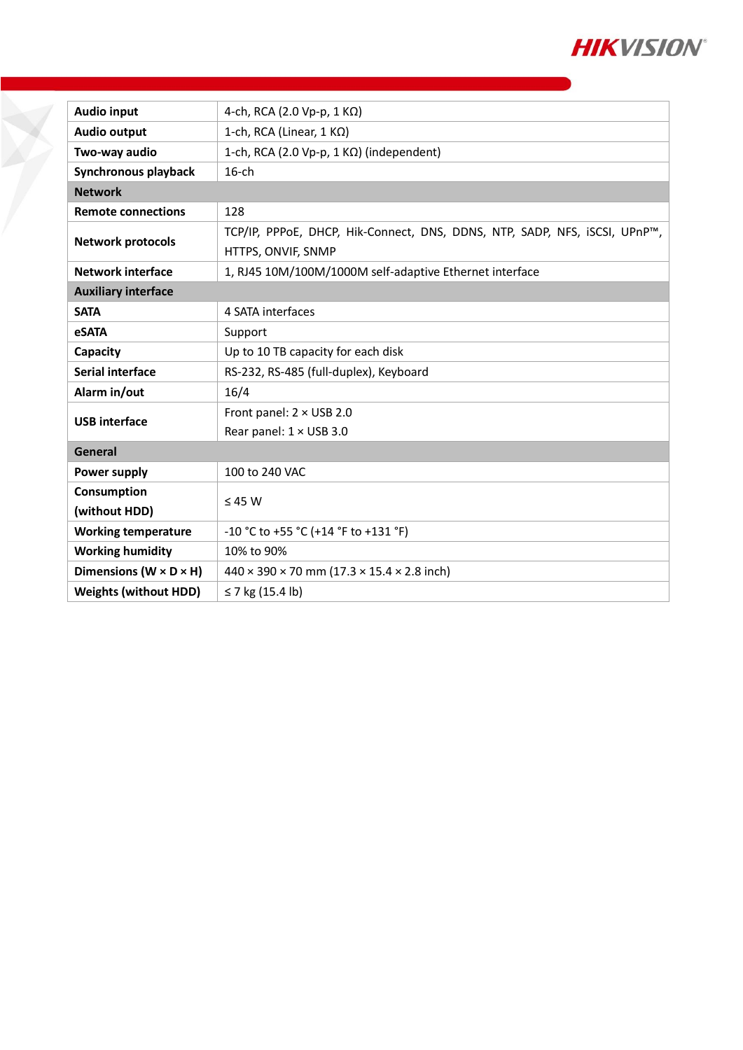| | |
|---|---|
| **Audio input** | 4-ch, RCA (2.0 Vp-p, 1 KΩ) |
| **Audio output** | 1-ch, RCA (Linear, 1 KΩ) |
| **Two-way audio** | 1-ch, RCA (2.0 Vp-p, 1 KΩ) (independent) |
| **Synchronous playback** | 16-ch |
| **Network** | |
| **Remote connections** | 128 |
| **Network protocols** | TCP/IP, PPPoE, DHCP, Hik-Connect, DNS, DDNS, NTP, SADP, NFS, iSCSI, UPnP™, HTTPS, ONVIF, SNMP |
| **Network interface** | 1, RJ45 10M/100M/1000M self-adaptive Ethernet interface |
| **Auxiliary interface** | |
| **SATA** | 4 SATA interfaces |
| **eSATA** | Support |
| **Capacity** | Up to 10 TB capacity for each disk |
| **Serial interface** | RS-232, RS-485 (full-duplex), Keyboard |
| **Alarm in/out** | 16/4 |
| **USB interface** | Front panel: 2 × USB 2.0<br>Rear panel: 1 × USB 3.0 |
| **General** | |
| **Power supply** | 100 to 240 VAC |
| **Consumption (without HDD)** | ≤ 45 W |
| **Working temperature** | -10 °C to +55 °C (+14 °F to +131 °F) |
| **Working humidity** | 10% to 90% |
| **Dimensions (W × D × H)** | 440 × 390 × 70 mm (17.3 × 15.4 × 2.8 inch) |
| **Weights (without HDD)** | ≤ 7 kg (15.4 lb) |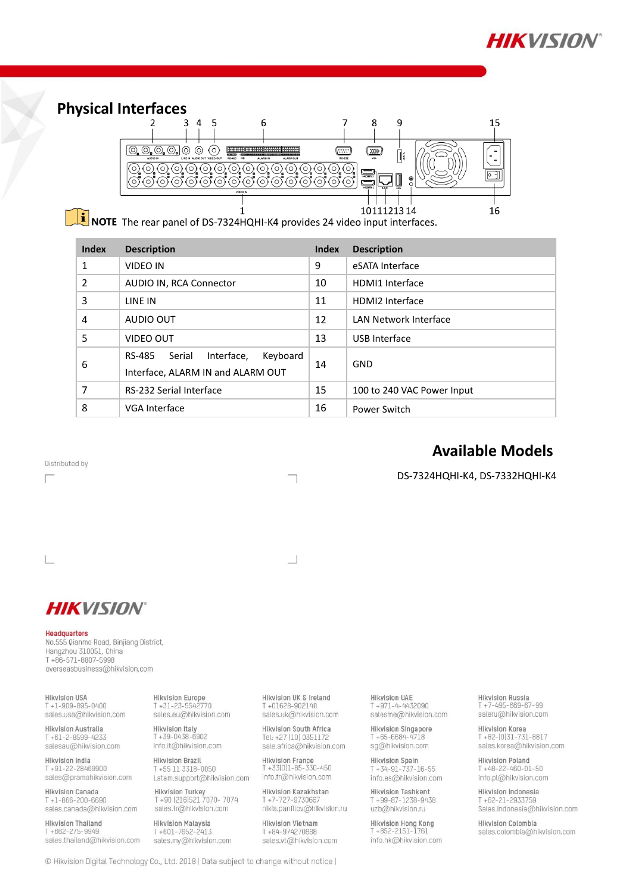## Physical Interfaces

2 3 4 5 6 7 8 9 15

1 10 11 12 13 14 16

**NOTE** The rear panel of DS-7324HQHI-K4 provides 24 video input interfaces.

| Index | Description | Index | Description |
|---|---|---|---|
| 1 | VIDEO IN | 9 | eSATA Interface |
| 2 | AUDIO IN, RCA Connector | 10 | HDMI1 Interface |
| 3 | LINE IN | 11 | HDMI2 Interface |
| 4 | AUDIO OUT | 12 | LAN Network Interface |
| 5 | VIDEO OUT | 13 | USB Interface |
| 6 | RS-485 Serial Interface, Keyboard Interface, ALARM IN and ALARM OUT | 14 | GND |
| 7 | RS-232 Serial Interface | 15 | 100 to 240 VAC Power Input |
| 8 | VGA Interface | 16 | Power Switch |

## Available Models

DS-7324HQHI-K4, DS-7332HQHI-K4

Distributed by

HIKVISION

**Headquarters**
No.555 Qianmo Road, Binjiang District,
Hangzhou 310051, China
T +86-571-8807-5998
overseasbusiness@hikvision.com

Hikvision USA
T +1-909-895-0400
sales.usa@hikvision.com

Hikvision Europe
T +31-23-5542770
sales.eu@hikvision.com

Hikvision UK & Ireland
T +01628-902140
sales.uk@hikvision.com

Hikvision UAE
T +971-4-4432090
salesme@hikvision.com

Hikvision Russia
T +7-495-669-67-99
saleru@hikvision.com

Hikvision Australia
T +61-2-8599-4233
salesau@hikvision.com

Hikvision Italy
T +39-0438-6902
info.it@hikvision.com

Hikvision South Africa
Tel: +27 (10) 0351172
sale.africa@hikvision.com

Hikvision Singapore
T +65-6684-4718
sg@hikvision.com

Hikvision Korea
T +82-(0)31-731-8817
sales.korea@hikvision.com

Hikvision India
T +91-22-28469900
sales@pramahikvision.com

Hikvision Brazil
T +55 11 3318-0050
Latam.support@hikvision.com

Hikvision France
T +33(0)1-85-330-450
info.fr@hikvision.com

Hikvision Spain
T +34-91-737-16-55
info.es@hikvision.com

Hikvision Poland
T +48-22-460-01-50
info.pl@hikvision.com

Hikvision Canada
T +1-866-200-6690
sales.canada@hikvision.com

Hikvision Turkey
T +90 (216)521 7070- 7074
sales.tr@hikvision.com

Hikvision Kazakhstan
T +7-727-9730667
nikla.panfilov@hikvision.ru

Hikvision Tashkent
T +99-87-1238-9438
uzb@hikvision.ru

Hikvision Indonesia
T +62-21-2933759
Sales.Indonesia@hikvision.com

Hikvision Thailand
T +662-275-9949
sales.thailand@hikvision.com

Hikvision Malaysia
T +601-7652-2413
sales.my@hikvision.com

Hikvision Vietnam
T +84-974270888
sales.vt@hikvision.com

Hikvision Hong Kong
T +852-2151-1761
info.hk@hikvision.com

Hikvision Colombia
sales.colombia@hikvision.com

© Hikvision Digital Technology Co., Ltd. 2018 | Data subject to change without notice |